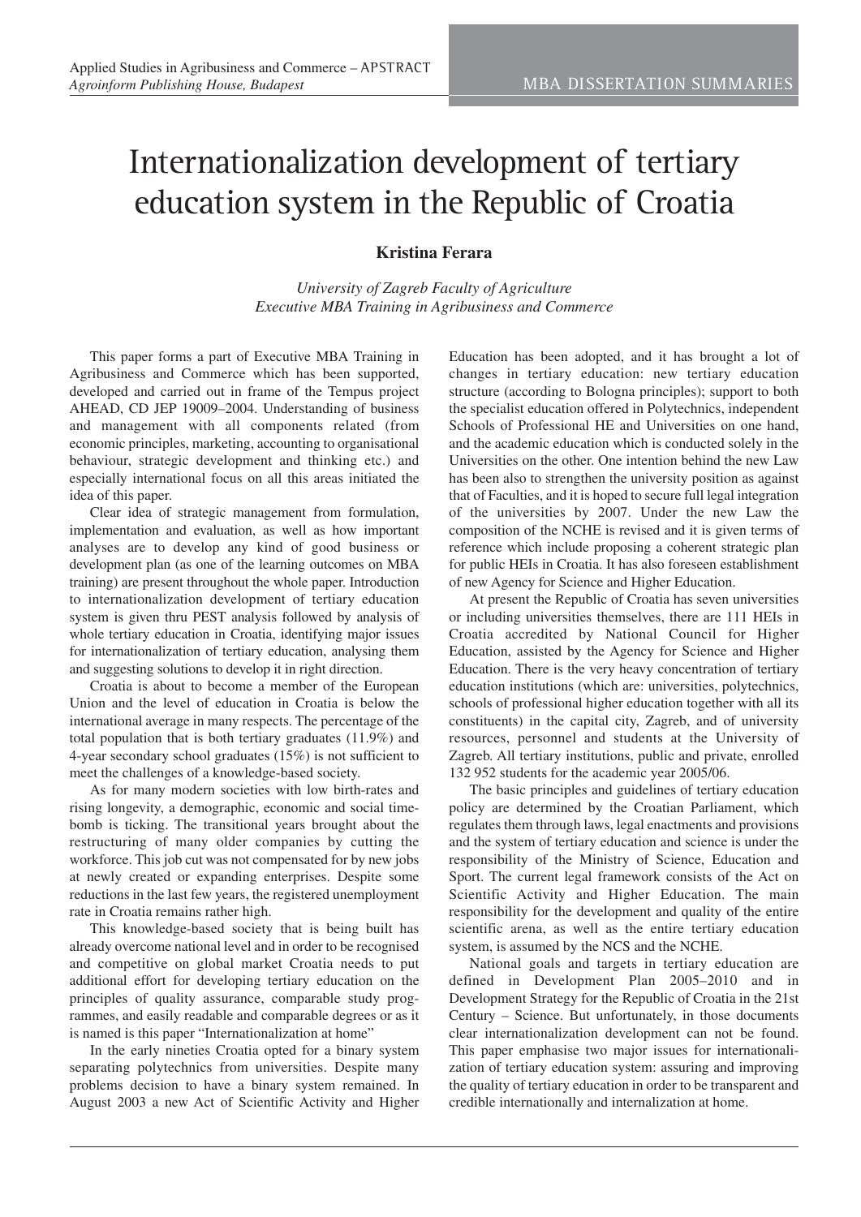# Internationalization development of tertiary education system in the Republic of Croatia

**Kristina Ferara**

*University of Zagreb Faculty of Agriculture*
*Executive MBA Training in Agribusiness and Commerce*

This paper forms a part of Executive MBA Training in Agribusiness and Commerce which has been supported, developed and carried out in frame of the Tempus project AHEAD, CD JEP 19009–2004. Understanding of business and management with all components related (from economic principles, marketing, accounting to organisational behaviour, strategic development and thinking etc.) and especially international focus on all this areas initiated the idea of this paper.

Clear idea of strategic management from formulation, implementation and evaluation, as well as how important analyses are to develop any kind of good business or development plan (as one of the learning outcomes on MBA training) are present throughout the whole paper. Introduction to internationalization development of tertiary education system is given thru PEST analysis followed by analysis of whole tertiary education in Croatia, identifying major issues for internationalization of tertiary education, analysing them and suggesting solutions to develop it in right direction.

Croatia is about to become a member of the European Union and the level of education in Croatia is below the international average in many respects. The percentage of the total population that is both tertiary graduates (11.9%) and 4-year secondary school graduates (15%) is not sufficient to meet the challenges of a knowledge-based society.

As for many modern societies with low birth-rates and rising longevity, a demographic, economic and social time-bomb is ticking. The transitional years brought about the restructuring of many older companies by cutting the workforce. This job cut was not compensated for by new jobs at newly created or expanding enterprises. Despite some reductions in the last few years, the registered unemployment rate in Croatia remains rather high.

This knowledge-based society that is being built has already overcome national level and in order to be recognised and competitive on global market Croatia needs to put additional effort for developing tertiary education on the principles of quality assurance, comparable study programmes, and easily readable and comparable degrees or as it is named is this paper "Internationalization at home"

In the early nineties Croatia opted for a binary system separating polytechnics from universities. Despite many problems decision to have a binary system remained. In August 2003 a new Act of Scientific Activity and Higher Education has been adopted, and it has brought a lot of changes in tertiary education: new tertiary education structure (according to Bologna principles); support to both the specialist education offered in Polytechnics, independent Schools of Professional HE and Universities on one hand, and the academic education which is conducted solely in the Universities on the other. One intention behind the new Law has been also to strengthen the university position as against that of Faculties, and it is hoped to secure full legal integration of the universities by 2007. Under the new Law the composition of the NCHE is revised and it is given terms of reference which include proposing a coherent strategic plan for public HEIs in Croatia. It has also foreseen establishment of new Agency for Science and Higher Education.

At present the Republic of Croatia has seven universities or including universities themselves, there are 111 HEIs in Croatia accredited by National Council for Higher Education, assisted by the Agency for Science and Higher Education. There is the very heavy concentration of tertiary education institutions (which are: universities, polytechnics, schools of professional higher education together with all its constituents) in the capital city, Zagreb, and of university resources, personnel and students at the University of Zagreb. All tertiary institutions, public and private, enrolled 132 952 students for the academic year 2005/06.

The basic principles and guidelines of tertiary education policy are determined by the Croatian Parliament, which regulates them through laws, legal enactments and provisions and the system of tertiary education and science is under the responsibility of the Ministry of Science, Education and Sport. The current legal framework consists of the Act on Scientific Activity and Higher Education. The main responsibility for the development and quality of the entire scientific arena, as well as the entire tertiary education system, is assumed by the NCS and the NCHE.

National goals and targets in tertiary education are defined in Development Plan 2005–2010 and in Development Strategy for the Republic of Croatia in the 21st Century – Science. But unfortunately, in those documents clear internationalization development can not be found. This paper emphasise two major issues for internationalization of tertiary education system: assuring and improving the quality of tertiary education in order to be transparent and credible internationally and internalization at home.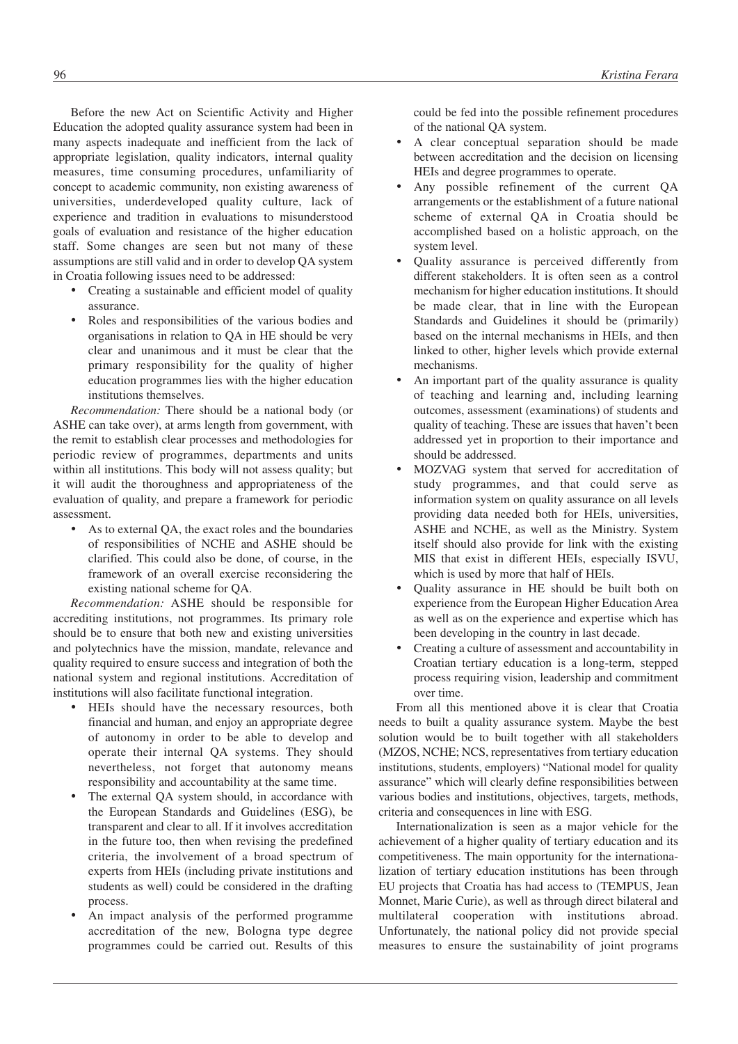Before the new Act on Scientific Activity and Higher Education the adopted quality assurance system had been in many aspects inadequate and inefficient from the lack of appropriate legislation, quality indicators, internal quality measures, time consuming procedures, unfamiliarity of concept to academic community, non existing awareness of universities, underdeveloped quality culture, lack of experience and tradition in evaluations to misunderstood goals of evaluation and resistance of the higher education staff. Some changes are seen but not many of these assumptions are still valid and in order to develop QA system in Croatia following issues need to be addressed:

- Creating a sustainable and efficient model of quality assurance.
- Roles and responsibilities of the various bodies and organisations in relation to QA in HE should be very clear and unanimous and it must be clear that the primary responsibility for the quality of higher education programmes lies with the higher education institutions themselves.

*Recommendation:* There should be a national body (or ASHE can take over), at arms length from government, with the remit to establish clear processes and methodologies for periodic review of programmes, departments and units within all institutions. This body will not assess quality; but it will audit the thoroughness and appropriateness of the evaluation of quality, and prepare a framework for periodic assessment.

- As to external QA, the exact roles and the boundaries of responsibilities of NCHE and ASHE should be clarified. This could also be done, of course, in the framework of an overall exercise reconsidering the existing national scheme for QA.

*Recommendation:* ASHE should be responsible for accrediting institutions, not programmes. Its primary role should be to ensure that both new and existing universities and polytechnics have the mission, mandate, relevance and quality required to ensure success and integration of both the national system and regional institutions. Accreditation of institutions will also facilitate functional integration.

- HEIs should have the necessary resources, both financial and human, and enjoy an appropriate degree of autonomy in order to be able to develop and operate their internal QA systems. They should nevertheless, not forget that autonomy means responsibility and accountability at the same time.
- The external QA system should, in accordance with the European Standards and Guidelines (ESG), be transparent and clear to all. If it involves accreditation in the future too, then when revising the predefined criteria, the involvement of a broad spectrum of experts from HEIs (including private institutions and students as well) could be considered in the drafting process.
- An impact analysis of the performed programme accreditation of the new, Bologna type degree programmes could be carried out. Results of this could be fed into the possible refinement procedures of the national QA system.
- A clear conceptual separation should be made between accreditation and the decision on licensing HEIs and degree programmes to operate.
- Any possible refinement of the current QA arrangements or the establishment of a future national scheme of external QA in Croatia should be accomplished based on a holistic approach, on the system level.
- Quality assurance is perceived differently from different stakeholders. It is often seen as a control mechanism for higher education institutions. It should be made clear, that in line with the European Standards and Guidelines it should be (primarily) based on the internal mechanisms in HEIs, and then linked to other, higher levels which provide external mechanisms.
- An important part of the quality assurance is quality of teaching and learning and, including learning outcomes, assessment (examinations) of students and quality of teaching. These are issues that haven't been addressed yet in proportion to their importance and should be addressed.
- MOZVAG system that served for accreditation of study programmes, and that could serve as information system on quality assurance on all levels providing data needed both for HEIs, universities, ASHE and NCHE, as well as the Ministry. System itself should also provide for link with the existing MIS that exist in different HEIs, especially ISVU, which is used by more that half of HEIs.
- Quality assurance in HE should be built both on experience from the European Higher Education Area as well as on the experience and expertise which has been developing in the country in last decade.
- Creating a culture of assessment and accountability in Croatian tertiary education is a long-term, stepped process requiring vision, leadership and commitment over time.

From all this mentioned above it is clear that Croatia needs to built a quality assurance system. Maybe the best solution would be to built together with all stakeholders (MZOS, NCHE; NCS, representatives from tertiary education institutions, students, employers) "National model for quality assurance" which will clearly define responsibilities between various bodies and institutions, objectives, targets, methods, criteria and consequences in line with ESG.

Internationalization is seen as a major vehicle for the achievement of a higher quality of tertiary education and its competitiveness. The main opportunity for the internationalization of tertiary education institutions has been through EU projects that Croatia has had access to (TEMPUS, Jean Monnet, Marie Curie), as well as through direct bilateral and multilateral cooperation with institutions abroad. Unfortunately, the national policy did not provide special measures to ensure the sustainability of joint programs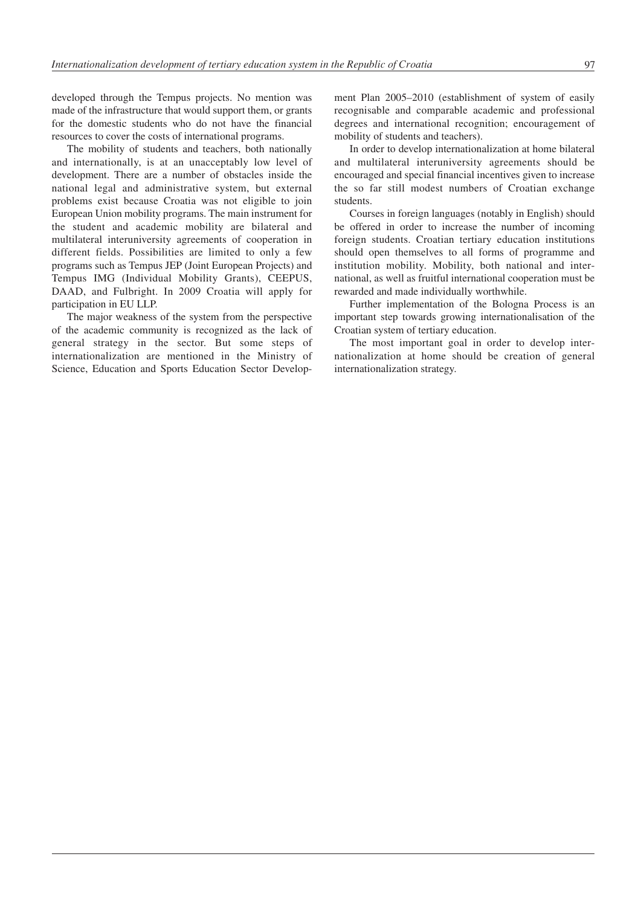developed through the Tempus projects. No mention was made of the infrastructure that would support them, or grants for the domestic students who do not have the financial resources to cover the costs of international programs.

The mobility of students and teachers, both nationally and internationally, is at an unacceptably low level of development. There are a number of obstacles inside the national legal and administrative system, but external problems exist because Croatia was not eligible to join European Union mobility programs. The main instrument for the student and academic mobility are bilateral and multilateral interuniversity agreements of cooperation in different fields. Possibilities are limited to only a few programs such as Tempus JEP (Joint European Projects) and Tempus IMG (Individual Mobility Grants), CEEPUS, DAAD, and Fulbright. In 2009 Croatia will apply for participation in EU LLP.

The major weakness of the system from the perspective of the academic community is recognized as the lack of general strategy in the sector. But some steps of internationalization are mentioned in the Ministry of Science, Education and Sports Education Sector Development Plan 2005–2010 (establishment of system of easily recognisable and comparable academic and professional degrees and international recognition; encouragement of mobility of students and teachers).

In order to develop internationalization at home bilateral and multilateral interuniversity agreements should be encouraged and special financial incentives given to increase the so far still modest numbers of Croatian exchange students.

Courses in foreign languages (notably in English) should be offered in order to increase the number of incoming foreign students. Croatian tertiary education institutions should open themselves to all forms of programme and institution mobility. Mobility, both national and international, as well as fruitful international cooperation must be rewarded and made individually worthwhile.

Further implementation of the Bologna Process is an important step towards growing internationalisation of the Croatian system of tertiary education.

The most important goal in order to develop internationalization at home should be creation of general internationalization strategy.